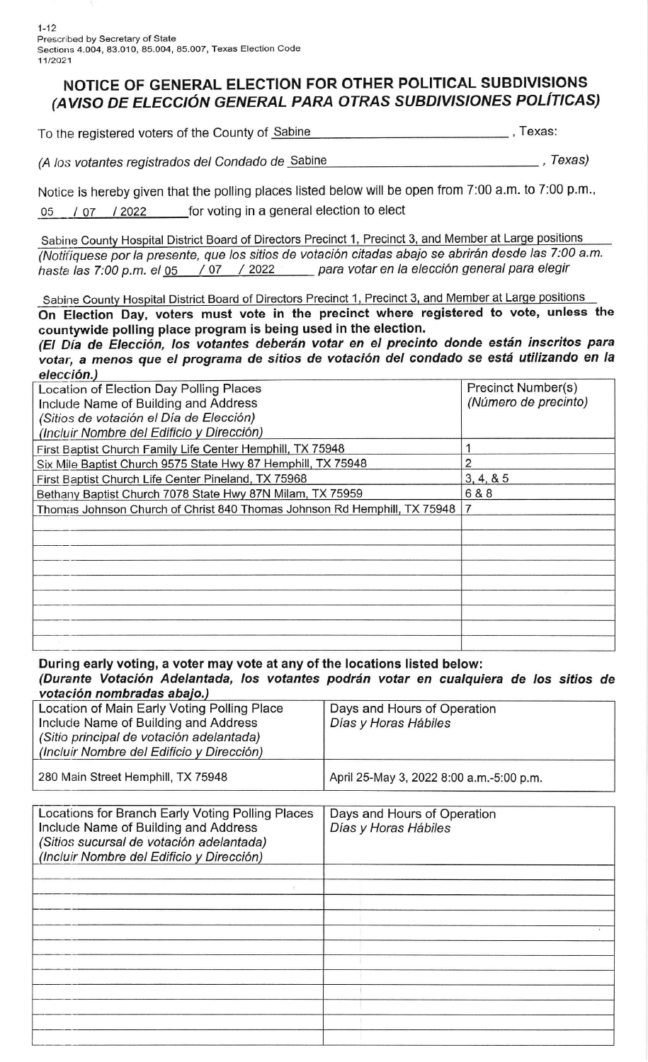1-12
Prescribed by Secretary of State
Sections 4.004, 83.010, 85.004, 85.007, Texas Election Code
11/2021

# NOTICE OF GENERAL ELECTION FOR OTHER POLITICAL SUBDIVISIONS
## *(AVISO DE ELECCIÓN GENERAL PARA OTRAS SUBDIVISIONES POLÍTICAS)*

To the registered voters of the County of Sabine, Texas:

*(A los votantes registrados del Condado de* Sabine*, Texas)*

Notice is hereby given that the polling places listed below will be open from 7:00 a.m. to 7:00 p.m., 05 / 07 / 2022 for voting in a general election to elect

Sabine County Hospital District Board of Directors Precinct 1, Precinct 3, and Member at Large positions

*(Notifíquese por la presente, que los sitios de votación citadas abajo se abrirán desde las 7:00 a.m. hasta las 7:00 p.m. el* 05 / 07 / 2022 *para votar en la elección general para elegir*

Sabine County Hospital District Board of Directors Precinct 1, Precinct 3, and Member at Large positions

**On Election Day, voters must vote in the precinct where registered to vote, unless the countywide polling place program is being used in the election.**
***(El Día de Elección, los votantes deberán votar en el precinto donde están inscritos para votar, a menos que el programa de sitios de votación del condado se está utilizando en la elección.)***

| Location of Election Day Polling Places<br>Include Name of Building and Address<br>*(Sitios de votación el Día de Elección)*<br>*(Incluir Nombre del Edificio y Dirección)* | Precinct Number(s)<br>*(Número de precinto)* |
|---|---|
| First Baptist Church Family Life Center Hemphill, TX 75948 | 1 |
| Six Mile Baptist Church 9575 State Hwy 87 Hemphill, TX 75948 | 2 |
| First Baptist Church Life Center Pineland, TX 75968 | 3, 4, & 5 |
| Bethany Baptist Church 7078 State Hwy 87N Milam, TX 75959 | 6 & 8 |
| Thomas Johnson Church of Christ 840 Thomas Johnson Rd Hemphill, TX 75948 | 7 |
| | |
| | |
| | |
| | |
| | |
| | |
| | |
| | |

**During early voting, a voter may vote at any of the locations listed below:**
***(Durante Votación Adelantada, los votantes podrán votar en cualquiera de los sitios de votación nombradas abajo.)***

| Location of Main Early Voting Polling Place<br>Include Name of Building and Address<br>*(Sitio principal de votación adelantada)*<br>*(Incluir Nombre del Edificio y Dirección)* | Days and Hours of Operation<br>*Días y Horas Hábiles* |
|---|---|
| 280 Main Street Hemphill, TX 75948 | April 25-May 3, 2022 8:00 a.m.-5:00 p.m. |

| Locations for Branch Early Voting Polling Places<br>Include Name of Building and Address<br>*(Sitios sucursal de votación adelantada)*<br>*(Incluir Nombre del Edificio y Dirección)* | Days and Hours of Operation<br>*Días y Horas Hábiles* |
|---|---|
| | |
| | |
| | |
| | |
| | |
| | |
| | |
| | |
| | |
| | |
| | |
| | |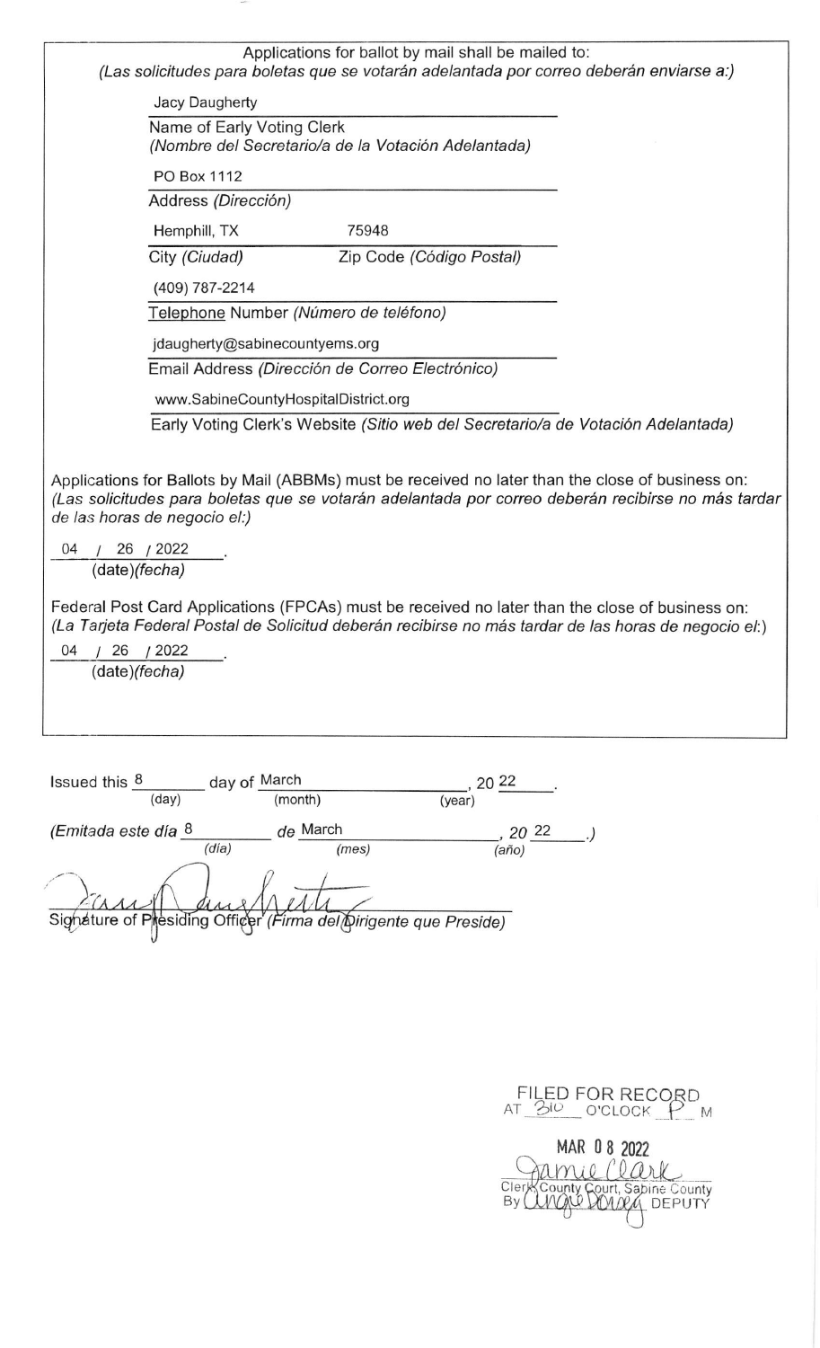Applications for ballot by mail shall be mailed to:
*(Las solicitudes para boletas que se votarán adelantada por correo deberán enviarse a:)*

Jacy Daugherty
Name of Early Voting Clerk
*(Nombre del Secretario/a de la Votación Adelantada)*

PO Box 1112
Address *(Dirección)*

Hemphill, TX — 75948
City *(Ciudad)* — Zip Code *(Código Postal)*

(409) 787-2214
Telephone Number *(Número de teléfono)*

jdaugherty@sabinecountyems.org
Email Address *(Dirección de Correo Electrónico)*

www.SabineCountyHospitalDistrict.org
Early Voting Clerk's Website *(Sitio web del Secretario/a de Votación Adelantada)*

Applications for Ballots by Mail (ABBMs) must be received no later than the close of business on:
*(Las solicitudes para boletas que se votarán adelantada por correo deberán recibirse no más tardar de las horas de negocio el:)*

04 / 26 / 2022 .
(date)*(fecha)*

Federal Post Card Applications (FPCAs) must be received no later than the close of business on:
*(La Tarjeta Federal Postal de Solicitud deberán recibirse no más tardar de las horas de negocio el:)*

04 / 26 / 2022 .
(date)*(fecha)*

Issued this 8 (day) day of March (month), 20 22 (year).

*(Emitada este día 8 (día) de March (mes), 20 22 (año).)*

[Signature]
Signature of Presiding Officer *(Firma del Dirigente que Preside)*

FILED FOR RECORD
AT 310 O'CLOCK P M

MAR 08 2022
Jamie Clark
Clerk County Court, Sabine County
By [Signature] DEPUTY